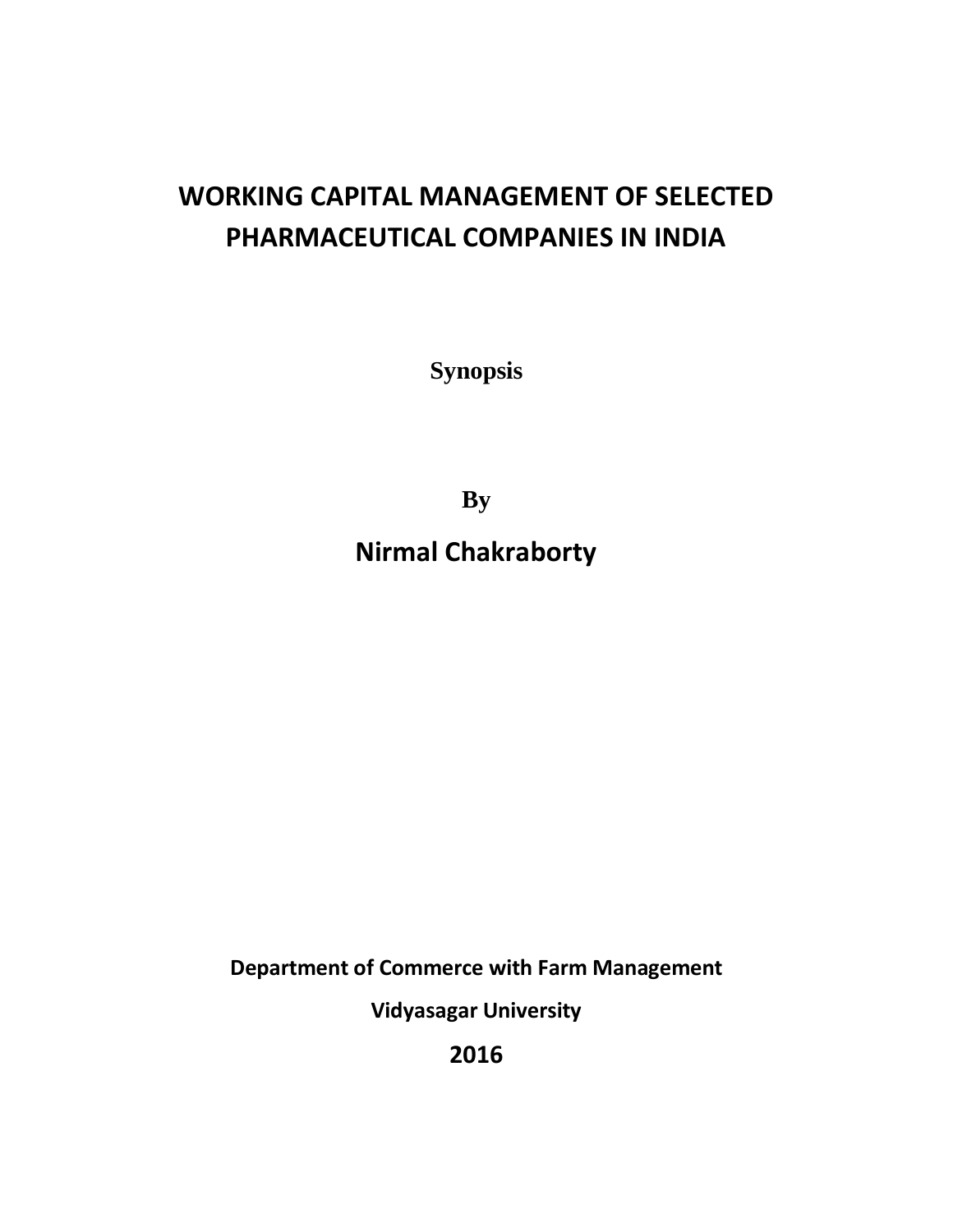# WORKING CAPITAL MANAGEMENT OF SELECTED PHARMACEUTICAL COMPANIES IN INDIA

**Synopsis**

**By**

## Nirmal Chakraborty

**Department of Commerce with Farm Management**

**Vidyasagar University**

**2016**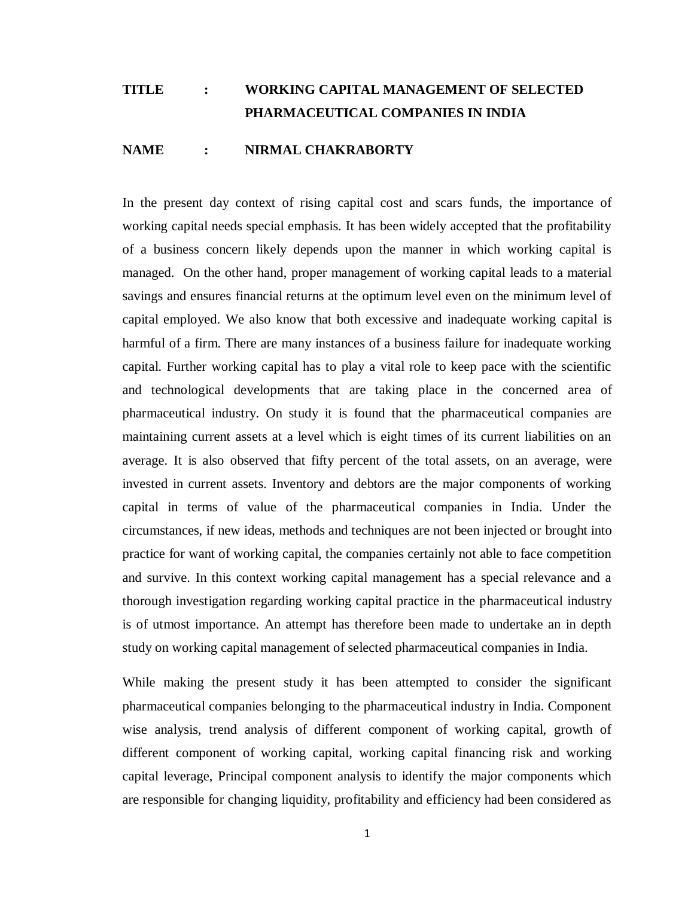**TITLE : WORKING CAPITAL MANAGEMENT OF SELECTED PHARMACEUTICAL COMPANIES IN INDIA**

**NAME : NIRMAL CHAKRABORTY**

In the present day context of rising capital cost and scars funds, the importance of working capital needs special emphasis. It has been widely accepted that the profitability of a business concern likely depends upon the manner in which working capital is managed. On the other hand, proper management of working capital leads to a material savings and ensures financial returns at the optimum level even on the minimum level of capital employed. We also know that both excessive and inadequate working capital is harmful of a firm. There are many instances of a business failure for inadequate working capital. Further working capital has to play a vital role to keep pace with the scientific and technological developments that are taking place in the concerned area of pharmaceutical industry. On study it is found that the pharmaceutical companies are maintaining current assets at a level which is eight times of its current liabilities on an average. It is also observed that fifty percent of the total assets, on an average, were invested in current assets. Inventory and debtors are the major components of working capital in terms of value of the pharmaceutical companies in India. Under the circumstances, if new ideas, methods and techniques are not been injected or brought into practice for want of working capital, the companies certainly not able to face competition and survive. In this context working capital management has a special relevance and a thorough investigation regarding working capital practice in the pharmaceutical industry is of utmost importance. An attempt has therefore been made to undertake an in depth study on working capital management of selected pharmaceutical companies in India.

While making the present study it has been attempted to consider the significant pharmaceutical companies belonging to the pharmaceutical industry in India. Component wise analysis, trend analysis of different component of working capital, growth of different component of working capital, working capital financing risk and working capital leverage, Principal component analysis to identify the major components which are responsible for changing liquidity, profitability and efficiency had been considered as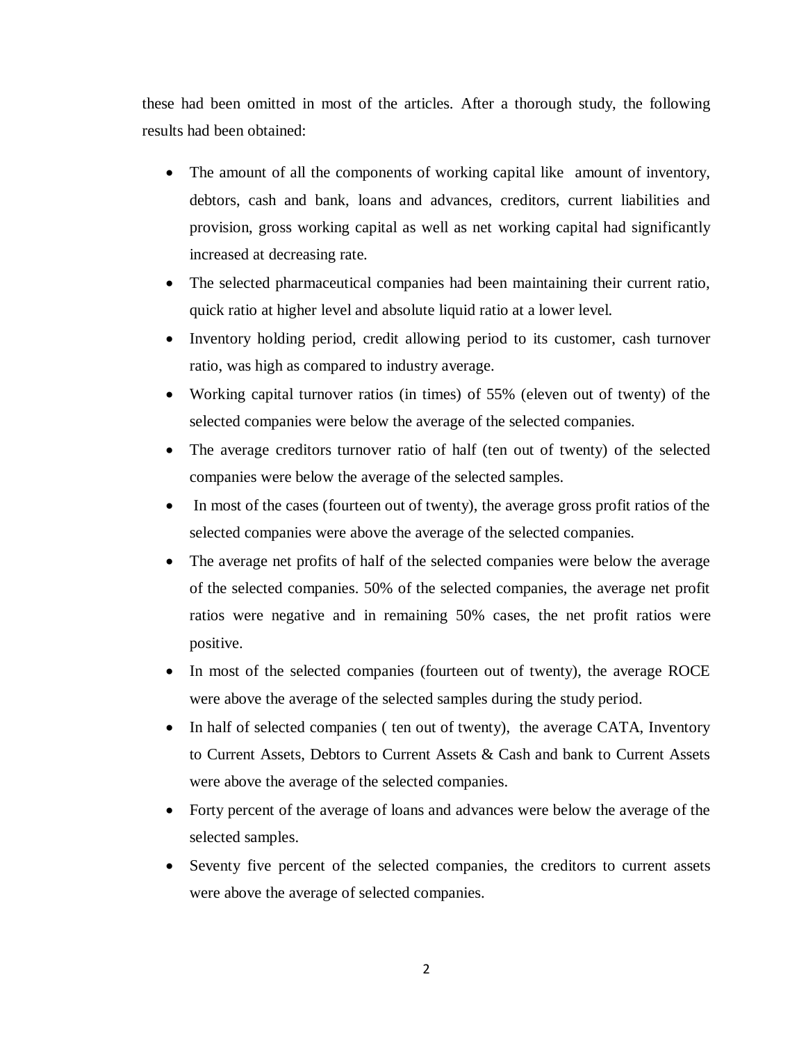these had been omitted in most of the articles. After a thorough study, the following results had been obtained:

- The amount of all the components of working capital like amount of inventory, debtors, cash and bank, loans and advances, creditors, current liabilities and provision, gross working capital as well as net working capital had significantly increased at decreasing rate.
- The selected pharmaceutical companies had been maintaining their current ratio, quick ratio at higher level and absolute liquid ratio at a lower level.
- Inventory holding period, credit allowing period to its customer, cash turnover ratio, was high as compared to industry average.
- Working capital turnover ratios (in times) of 55% (eleven out of twenty) of the selected companies were below the average of the selected companies.
- The average creditors turnover ratio of half (ten out of twenty) of the selected companies were below the average of the selected samples.
- In most of the cases (fourteen out of twenty), the average gross profit ratios of the selected companies were above the average of the selected companies.
- The average net profits of half of the selected companies were below the average of the selected companies. 50% of the selected companies, the average net profit ratios were negative and in remaining 50% cases, the net profit ratios were positive.
- In most of the selected companies (fourteen out of twenty), the average ROCE were above the average of the selected samples during the study period.
- In half of selected companies ( ten out of twenty), the average CATA, Inventory to Current Assets, Debtors to Current Assets & Cash and bank to Current Assets were above the average of the selected companies.
- Forty percent of the average of loans and advances were below the average of the selected samples.
- Seventy five percent of the selected companies, the creditors to current assets were above the average of selected companies.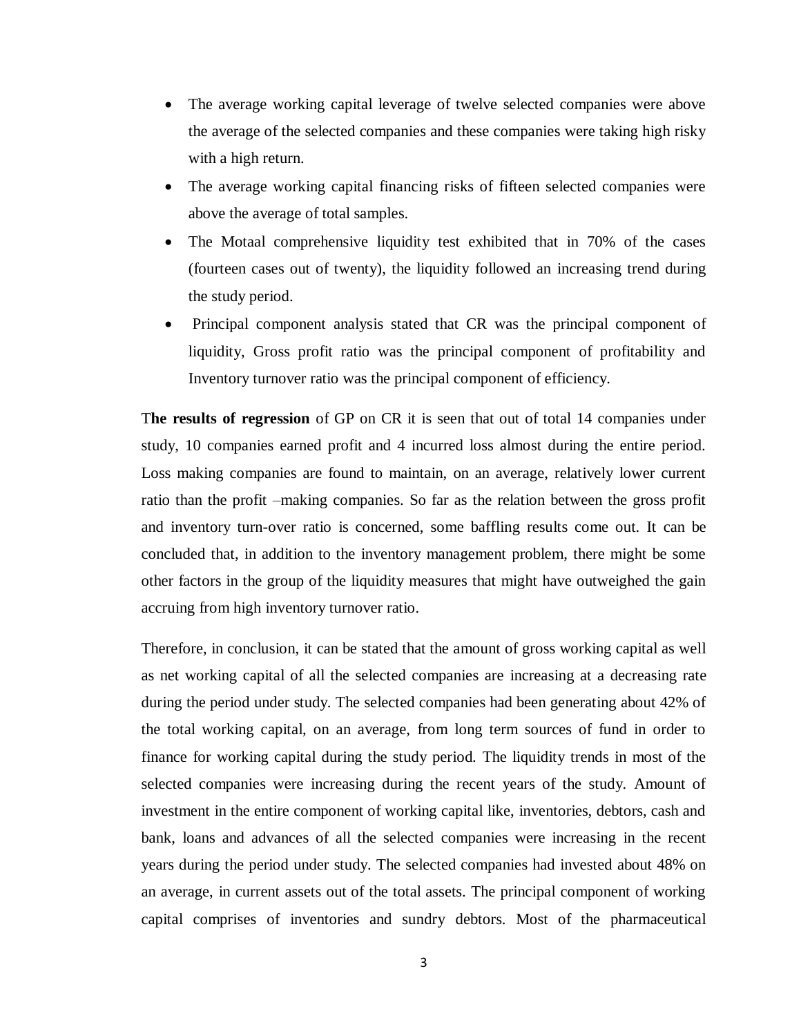- The average working capital leverage of twelve selected companies were above the average of the selected companies and these companies were taking high risky with a high return.
- The average working capital financing risks of fifteen selected companies were above the average of total samples.
- The Motaal comprehensive liquidity test exhibited that in 70% of the cases (fourteen cases out of twenty), the liquidity followed an increasing trend during the study period.
- Principal component analysis stated that CR was the principal component of liquidity, Gross profit ratio was the principal component of profitability and Inventory turnover ratio was the principal component of efficiency.

T**he results of regression** of GP on CR it is seen that out of total 14 companies under study, 10 companies earned profit and 4 incurred loss almost during the entire period. Loss making companies are found to maintain, on an average, relatively lower current ratio than the profit –making companies. So far as the relation between the gross profit and inventory turn-over ratio is concerned, some baffling results come out. It can be concluded that, in addition to the inventory management problem, there might be some other factors in the group of the liquidity measures that might have outweighed the gain accruing from high inventory turnover ratio.

Therefore, in conclusion, it can be stated that the amount of gross working capital as well as net working capital of all the selected companies are increasing at a decreasing rate during the period under study. The selected companies had been generating about 42% of the total working capital, on an average, from long term sources of fund in order to finance for working capital during the study period. The liquidity trends in most of the selected companies were increasing during the recent years of the study. Amount of investment in the entire component of working capital like, inventories, debtors, cash and bank, loans and advances of all the selected companies were increasing in the recent years during the period under study. The selected companies had invested about 48% on an average, in current assets out of the total assets. The principal component of working capital comprises of inventories and sundry debtors. Most of the pharmaceutical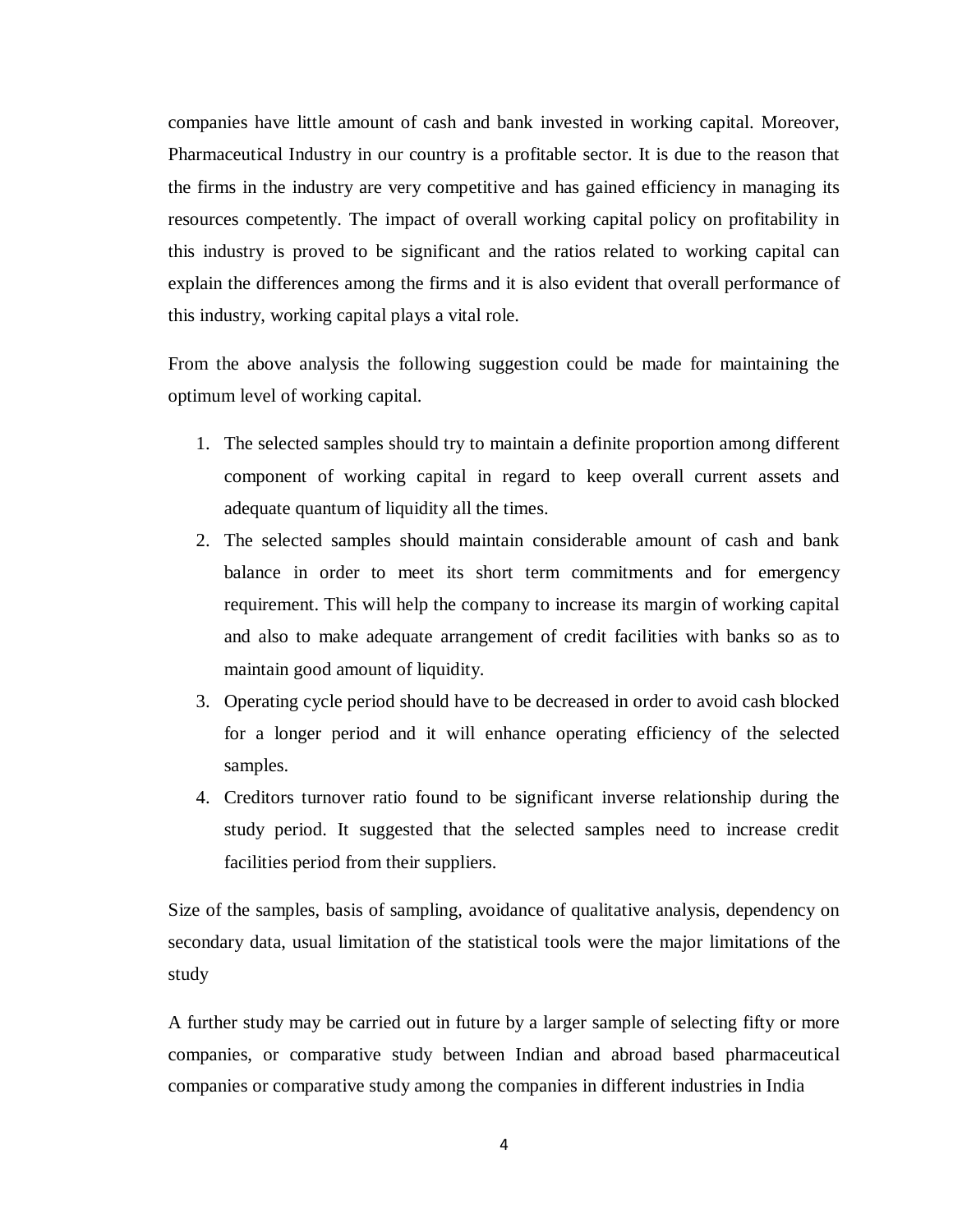companies have little amount of cash and bank invested in working capital. Moreover, Pharmaceutical Industry in our country is a profitable sector. It is due to the reason that the firms in the industry are very competitive and has gained efficiency in managing its resources competently. The impact of overall working capital policy on profitability in this industry is proved to be significant and the ratios related to working capital can explain the differences among the firms and it is also evident that overall performance of this industry, working capital plays a vital role.

From the above analysis the following suggestion could be made for maintaining the optimum level of working capital.

1. The selected samples should try to maintain a definite proportion among different component of working capital in regard to keep overall current assets and adequate quantum of liquidity all the times.
2. The selected samples should maintain considerable amount of cash and bank balance in order to meet its short term commitments and for emergency requirement. This will help the company to increase its margin of working capital and also to make adequate arrangement of credit facilities with banks so as to maintain good amount of liquidity.
3. Operating cycle period should have to be decreased in order to avoid cash blocked for a longer period and it will enhance operating efficiency of the selected samples.
4. Creditors turnover ratio found to be significant inverse relationship during the study period. It suggested that the selected samples need to increase credit facilities period from their suppliers.

Size of the samples, basis of sampling, avoidance of qualitative analysis, dependency on secondary data, usual limitation of the statistical tools were the major limitations of the study

A further study may be carried out in future by a larger sample of selecting fifty or more companies, or comparative study between Indian and abroad based pharmaceutical companies or comparative study among the companies in different industries in India